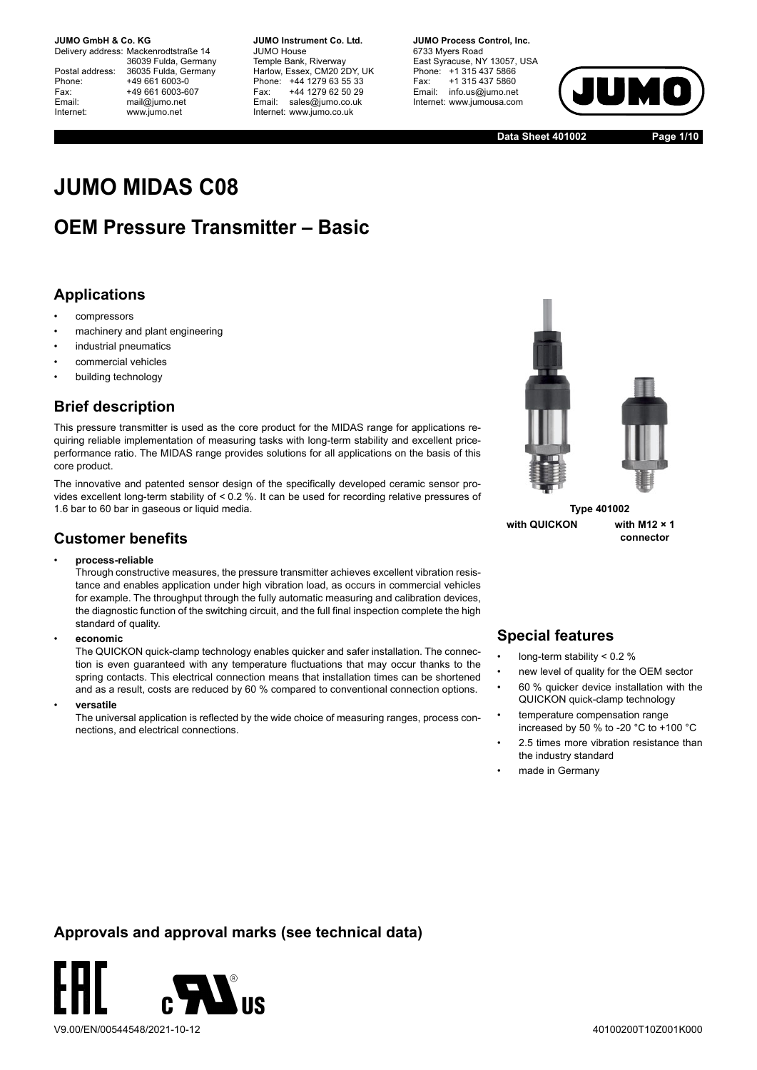**JUMO GmbH & Co. KG**
Delivery address: Mackenrodtstraße 14
36039 Fulda, Germany
Postal address: 36035 Fulda, Germany
Phone: +49 661 6003-0
Fax: +49 661 6003-607
Email: mail@jumo.net
Internet: www.jumo.net

**JUMO Instrument Co. Ltd.**
JUMO House
Temple Bank, Riverway
Harlow, Essex, CM20 2DY, UK
Phone: +44 1279 63 55 33
Fax: +44 1279 62 50 29
Email: sales@jumo.co.uk
Internet: www.jumo.co.uk

**JUMO Process Control, Inc.**
6733 Myers Road
East Syracuse, NY 13057, USA
Phone: +1 315 437 5866
Fax: +1 315 437 5860
Email: info.us@jumo.net
Internet: www.jumousa.com

**Data Sheet 401002**

# JUMO MIDAS C08

## OEM Pressure Transmitter – Basic

### Applications

- compressors
- machinery and plant engineering
- industrial pneumatics
- commercial vehicles
- building technology

### Brief description

This pressure transmitter is used as the core product for the MIDAS range for applications requiring reliable implementation of measuring tasks with long-term stability and excellent price-performance ratio. The MIDAS range provides solutions for all applications on the basis of this core product.

The innovative and patented sensor design of the specifically developed ceramic sensor provides excellent long-term stability of < 0.2 %. It can be used for recording relative pressures of 1.6 bar to 60 bar in gaseous or liquid media.

**Type 401002**

**with QUICKON** **with M12 × 1 connector**

### Customer benefits

- **process-reliable**
  Through constructive measures, the pressure transmitter achieves excellent vibration resistance and enables application under high vibration load, as occurs in commercial vehicles for example. The throughput through the fully automatic measuring and calibration devices, the diagnostic function of the switching circuit, and the full final inspection complete the high standard of quality.
- **economic**
  The QUICKON quick-clamp technology enables quicker and safer installation. The connection is even guaranteed with any temperature fluctuations that may occur thanks to the spring contacts. This electrical connection means that installation times can be shortened and as a result, costs are reduced by 60 % compared to conventional connection options.
- **versatile**
  The universal application is reflected by the wide choice of measuring ranges, process connections, and electrical connections.

### Special features

- long-term stability < 0.2 %
- new level of quality for the OEM sector
- 60 % quicker device installation with the QUICKON quick-clamp technology
- temperature compensation range increased by 50 % to -20 °C to +100 °C
- 2.5 times more vibration resistance than the industry standard
- made in Germany

### Approvals and approval marks (see technical data)

V9.00/EN/00544548/2021-10-12 40100200T10Z001K000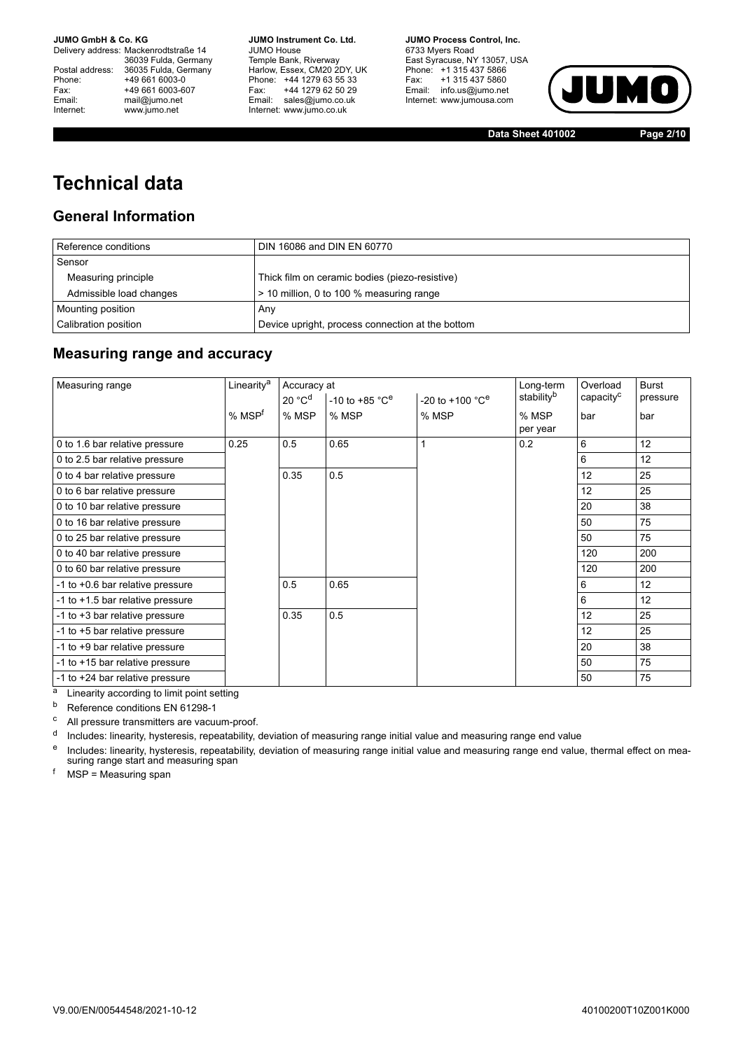# Technical data

## General Information

| Reference conditions | DIN 16086 and DIN EN 60770 |
|---|---|
| Sensor | |
| Measuring principle | Thick film on ceramic bodies (piezo-resistive) |
| Admissible load changes | > 10 million, 0 to 100 % measuring range |
| Mounting position | Any |
| Calibration position | Device upright, process connection at the bottom |

## Measuring range and accuracy

| Measuring range | Linearity[a] | Accuracy at | | | Long-term stability[b] | Overload capacity[c] | Burst pressure |
|---|---|---|---|---|---|---|---|
| | | 20 °C[d] | -10 to +85 °C[e] | -20 to +100 °C[e] | | | |
| | % MSP[f] | % MSP | % MSP | % MSP | % MSP per year | bar | bar |
| 0 to 1.6 bar relative pressure | 0.25 | 0.5 | 0.65 | 1 | 0.2 | 6 | 12 |
| 0 to 2.5 bar relative pressure | | | | | | 6 | 12 |
| 0 to 4 bar relative pressure | | 0.35 | 0.5 | | | 12 | 25 |
| 0 to 6 bar relative pressure | | | | | | 12 | 25 |
| 0 to 10 bar relative pressure | | | | | | 20 | 38 |
| 0 to 16 bar relative pressure | | | | | | 50 | 75 |
| 0 to 25 bar relative pressure | | | | | | 50 | 75 |
| 0 to 40 bar relative pressure | | | | | | 120 | 200 |
| 0 to 60 bar relative pressure | | | | | | 120 | 200 |
| -1 to +0.6 bar relative pressure | | 0.5 | 0.65 | | | 6 | 12 |
| -1 to +1.5 bar relative pressure | | | | | | 6 | 12 |
| -1 to +3 bar relative pressure | | 0.35 | 0.5 | | | 12 | 25 |
| -1 to +5 bar relative pressure | | | | | | 12 | 25 |
| -1 to +9 bar relative pressure | | | | | | 20 | 38 |
| -1 to +15 bar relative pressure | | | | | | 50 | 75 |
| -1 to +24 bar relative pressure | | | | | | 50 | 75 |

[a] Linearity according to limit point setting

[b] Reference conditions EN 61298-1

[c] All pressure transmitters are vacuum-proof.

[d] Includes: linearity, hysteresis, repeatability, deviation of measuring range initial value and measuring range end value

[e] Includes: linearity, hysteresis, repeatability, deviation of measuring range initial value and measuring range end value, thermal effect on measuring range start and measuring span

[f] MSP = Measuring span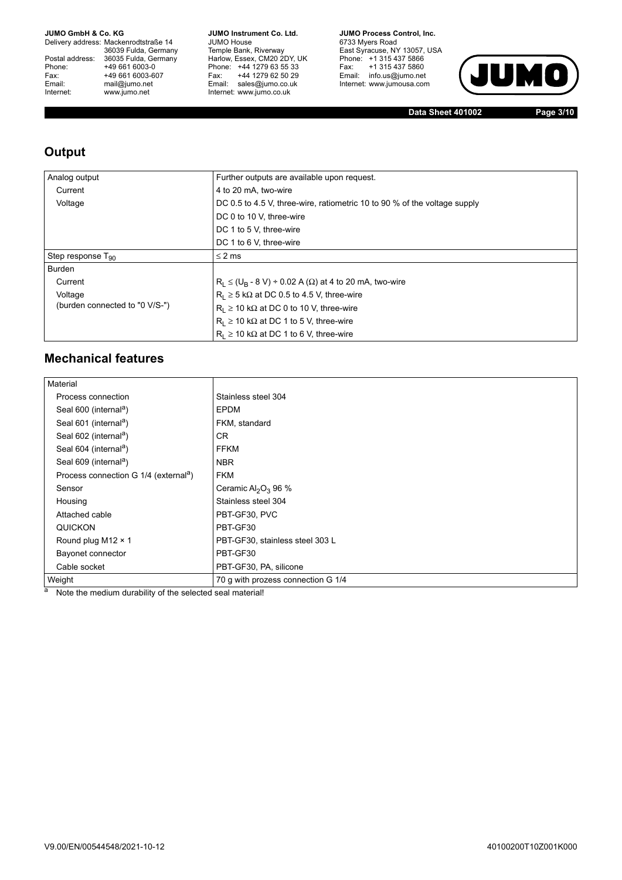## Output

| Analog output | Further outputs are available upon request. |
|---|---|
| Current | 4 to 20 mA, two-wire |
| Voltage | DC 0.5 to 4.5 V, three-wire, ratiometric 10 to 90 % of the voltage supply |
| | DC 0 to 10 V, three-wire |
| | DC 1 to 5 V, three-wire |
| | DC 1 to 6 V, three-wire |
| Step response $T_{90}$ | ≤ 2 ms |
| Burden | |
| Current | $R_L \leq (U_B - 8\text{ V}) \div 0.02\text{ A}$ (Ω) at 4 to 20 mA, two-wire |
| Voltage | $R_L \geq 5$ kΩ at DC 0.5 to 4.5 V, three-wire |
| (burden connected to "0 V/S-") | $R_L \geq 10$ kΩ at DC 0 to 10 V, three-wire |
| | $R_L \geq 10$ kΩ at DC 1 to 5 V, three-wire |
| | $R_L \geq 10$ kΩ at DC 1 to 6 V, three-wire |

## Mechanical features

| Material | |
|---|---|
| Process connection | Stainless steel 304 |
| Seal 600 (internal[a]) | EPDM |
| Seal 601 (internal[a]) | FKM, standard |
| Seal 602 (internal[a]) | CR |
| Seal 604 (internal[a]) | FFKM |
| Seal 609 (internal[a]) | NBR |
| Process connection G 1/4 (external[a]) | FKM |
| Sensor | Ceramic $Al_2O_3$ 96 % |
| Housing | Stainless steel 304 |
| Attached cable | PBT-GF30, PVC |
| QUICKON | PBT-GF30 |
| Round plug M12 × 1 | PBT-GF30, stainless steel 303 L |
| Bayonet connector | PBT-GF30 |
| Cable socket | PBT-GF30, PA, silicone |
| Weight | 70 g with prozess connection G 1/4 |

[a] Note the medium durability of the selected seal material!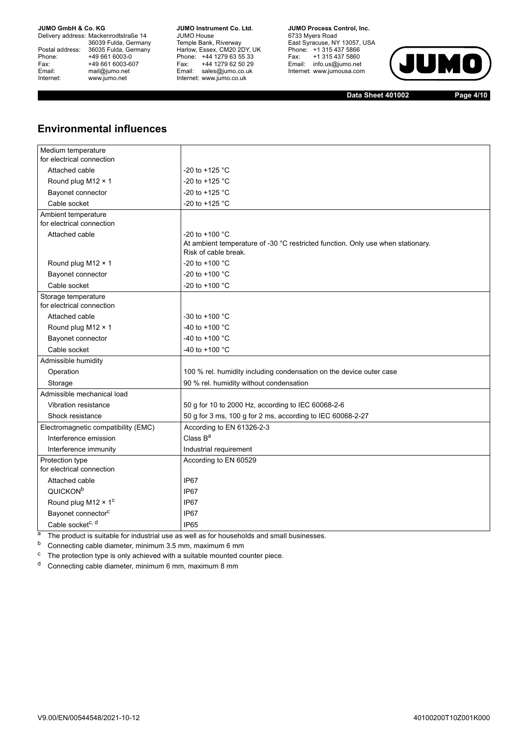## Environmental influences

| | |
|---|---|
| Medium temperature for electrical connection | |
| Attached cable | -20 to +125 °C |
| Round plug M12 × 1 | -20 to +125 °C |
| Bayonet connector | -20 to +125 °C |
| Cable socket | -20 to +125 °C |
| Ambient temperature for electrical connection | |
| Attached cable | -20 to +100 °C<br>At ambient temperature of -30 °C restricted function. Only use when stationary. Risk of cable break. |
| Round plug M12 × 1 | -20 to +100 °C |
| Bayonet connector | -20 to +100 °C |
| Cable socket | -20 to +100 °C |
| Storage temperature for electrical connection | |
| Attached cable | -30 to +100 °C |
| Round plug M12 × 1 | -40 to +100 °C |
| Bayonet connector | -40 to +100 °C |
| Cable socket | -40 to +100 °C |
| Admissible humidity | |
| Operation | 100 % rel. humidity including condensation on the device outer case |
| Storage | 90 % rel. humidity without condensation |
| Admissible mechanical load | |
| Vibration resistance | 50 g for 10 to 2000 Hz, according to IEC 60068-2-6 |
| Shock resistance | 50 g for 3 ms, 100 g for 2 ms, according to IEC 60068-2-27 |
| Electromagnetic compatibility (EMC) | According to EN 61326-2-3 |
| Interference emission | Class B[a] |
| Interference immunity | Industrial requirement |
| Protection type for electrical connection | According to EN 60529 |
| Attached cable | IP67 |
| QUICKON[b] | IP67 |
| Round plug M12 × 1[c] | IP67 |
| Bayonet connector[c] | IP67 |
| Cable socket[c, d] | IP65 |

[a] The product is suitable for industrial use as well as for households and small businesses.

[b] Connecting cable diameter, minimum 3.5 mm, maximum 6 mm

[c] The protection type is only achieved with a suitable mounted counter piece.

[d] Connecting cable diameter, minimum 6 mm, maximum 8 mm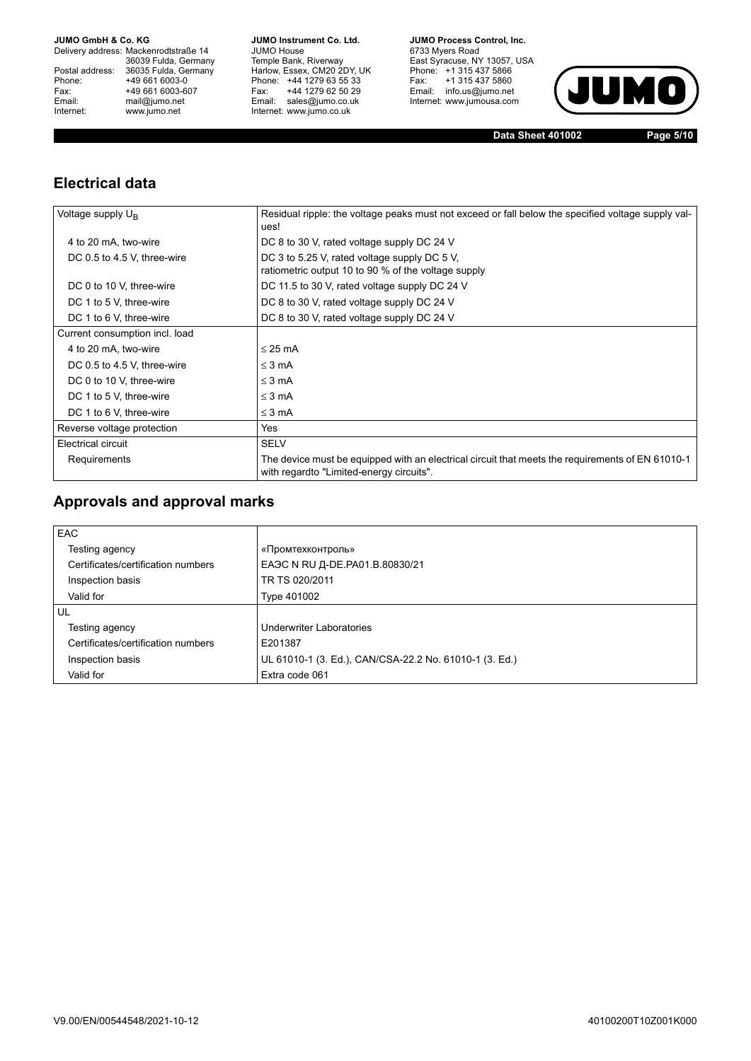## Electrical data

| Voltage supply $U_B$ | Residual ripple: the voltage peaks must not exceed or fall below the specified voltage supply values! |
|---|---|
| 4 to 20 mA, two-wire | DC 8 to 30 V, rated voltage supply DC 24 V |
| DC 0.5 to 4.5 V, three-wire | DC 3 to 5.25 V, rated voltage supply DC 5 V, ratiometric output 10 to 90 % of the voltage supply |
| DC 0 to 10 V, three-wire | DC 11.5 to 30 V, rated voltage supply DC 24 V |
| DC 1 to 5 V, three-wire | DC 8 to 30 V, rated voltage supply DC 24 V |
| DC 1 to 6 V, three-wire | DC 8 to 30 V, rated voltage supply DC 24 V |
| Current consumption incl. load | |
| 4 to 20 mA, two-wire | ≤ 25 mA |
| DC 0.5 to 4.5 V, three-wire | ≤ 3 mA |
| DC 0 to 10 V, three-wire | ≤ 3 mA |
| DC 1 to 5 V, three-wire | ≤ 3 mA |
| DC 1 to 6 V, three-wire | ≤ 3 mA |
| Reverse voltage protection | Yes |
| Electrical circuit | SELV |
| Requirements | The device must be equipped with an electrical circuit that meets the requirements of EN 61010-1 with regardto "Limited-energy circuits". |

## Approvals and approval marks

| EAC | |
|---|---|
| Testing agency | «Промтехконтроль» |
| Certificates/certification numbers | ЕАЭС N RU Д-DE.PA01.B.80830/21 |
| Inspection basis | TR TS 020/2011 |
| Valid for | Type 401002 |
| UL | |
| Testing agency | Underwriter Laboratories |
| Certificates/certification numbers | E201387 |
| Inspection basis | UL 61010-1 (3. Ed.), CAN/CSA-22.2 No. 61010-1 (3. Ed.) |
| Valid for | Extra code 061 |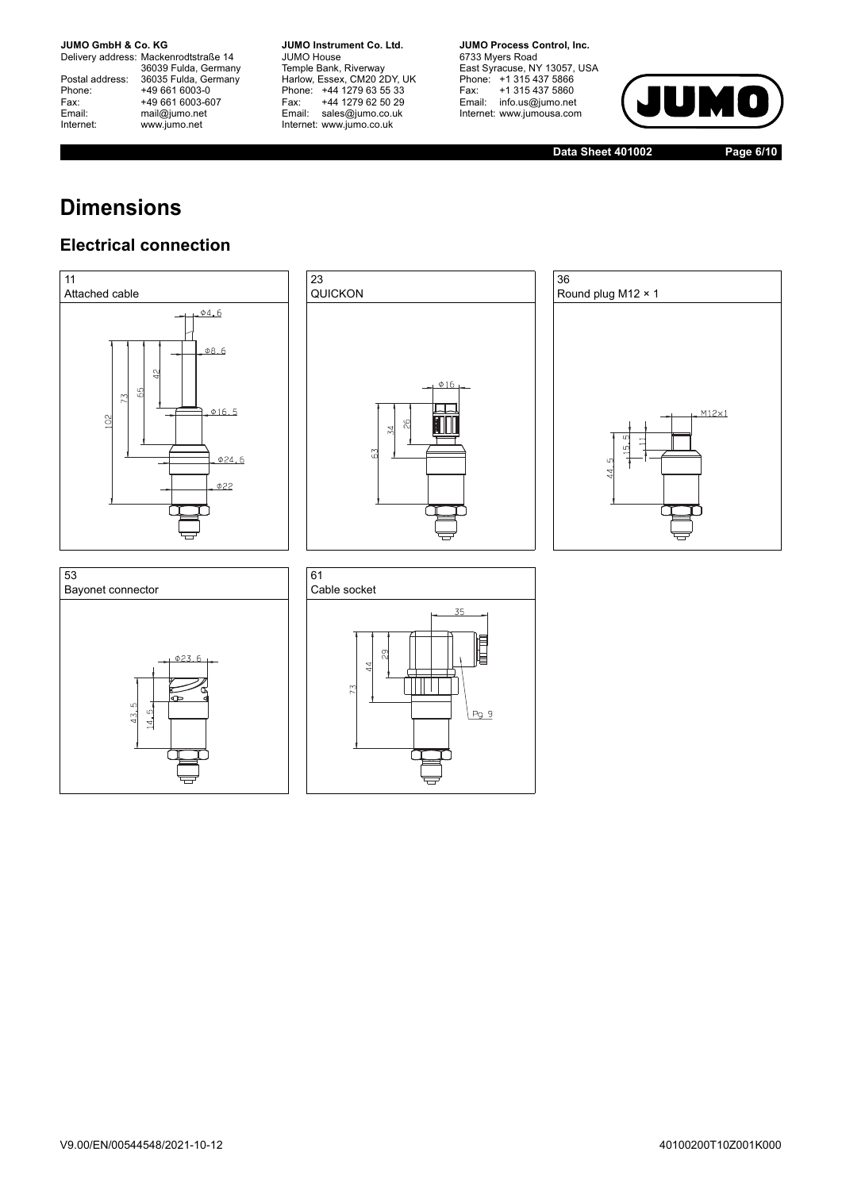# Dimensions

## Electrical connection

11
Attached cable

Φ4.6
Φ8.6
Φ16.5
Φ24.6
Φ22
102
73
65
42

23
QUICKON

Φ16
63
34
26

36
Round plug M12 × 1

M12×1
44.5
15.5
11

53
Bayonet connector

Φ23.6
43.5
14.5

61
Cable socket

35
73
44
29
Pg 9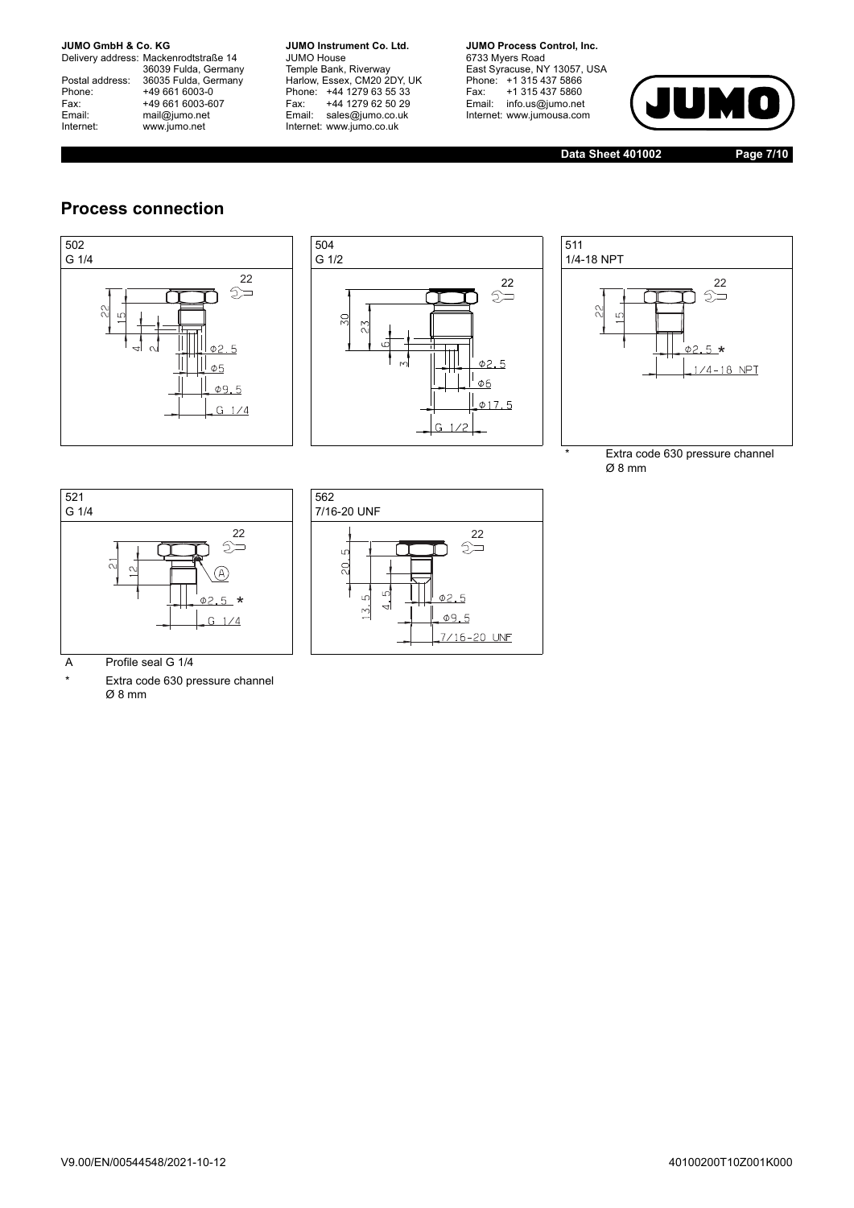## Process connection

502
G 1/4

504
G 1/2

511
1/4-18 NPT

\* Extra code 630 pressure channel Ø 8 mm

521
G 1/4

A Profile seal G 1/4

\* Extra code 630 pressure channel Ø 8 mm

562
7/16-20 UNF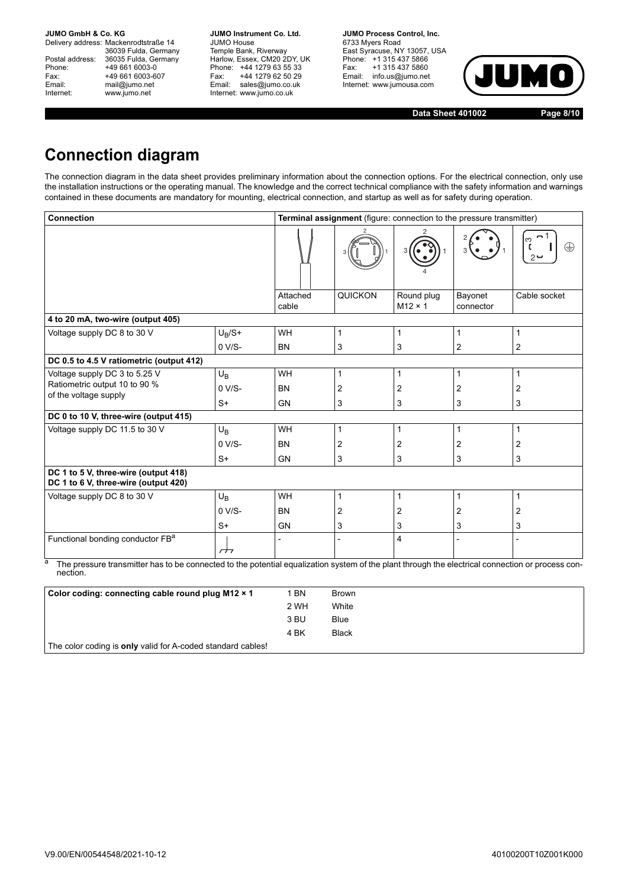# Connection diagram

The connection diagram in the data sheet provides preliminary information about the connection options. For the electrical connection, only use the installation instructions or the operating manual. The knowledge and the correct technical compliance with the safety information and warnings contained in these documents are mandatory for mounting, electrical connection, and startup as well as for safety during operation.

| Connection | | Terminal assignment (figure: connection to the pressure transmitter) | | | | |
|---|---|---|---|---|---|---|
| | | Attached cable | QUICKON | Round plug M12 × 1 | Bayonet connector | Cable socket |
| **4 to 20 mA, two-wire (output 405)** | | | | | | |
| Voltage supply DC 8 to 30 V | $U_B$/S+ | WH | 1 | 1 | 1 | 1 |
| | 0 V/S- | BN | 3 | 3 | 2 | 2 |
| **DC 0.5 to 4.5 V ratiometric (output 412)** | | | | | | |
| Voltage supply DC 3 to 5.25 V | $U_B$ | WH | 1 | 1 | 1 | 1 |
| Ratiometric output 10 to 90 % of the voltage supply | 0 V/S- | BN | 2 | 2 | 2 | 2 |
| | S+ | GN | 3 | 3 | 3 | 3 |
| **DC 0 to 10 V, three-wire (output 415)** | | | | | | |
| Voltage supply DC 11.5 to 30 V | $U_B$ | WH | 1 | 1 | 1 | 1 |
| | 0 V/S- | BN | 2 | 2 | 2 | 2 |
| | S+ | GN | 3 | 3 | 3 | 3 |
| **DC 1 to 5 V, three-wire (output 418)<br>DC 1 to 6 V, three-wire (output 420)** | | | | | | |
| Voltage supply DC 8 to 30 V | $U_B$ | WH | 1 | 1 | 1 | 1 |
| | 0 V/S- | BN | 2 | 2 | 2 | 2 |
| | S+ | GN | 3 | 3 | 3 | 3 |
| Functional bonding conductor FB[a] | ⏚ | - | - | 4 | - | - |

[a] The pressure transmitter has to be connected to the potential equalization system of the plant through the electrical connection or process connection.

| Color coding: connecting cable round plug M12 × 1 | | |
|---|---|---|
| | 1 BN | Brown |
| | 2 WH | White |
| | 3 BU | Blue |
| | 4 BK | Black |
| The color coding is **only** valid for A-coded standard cables! | | |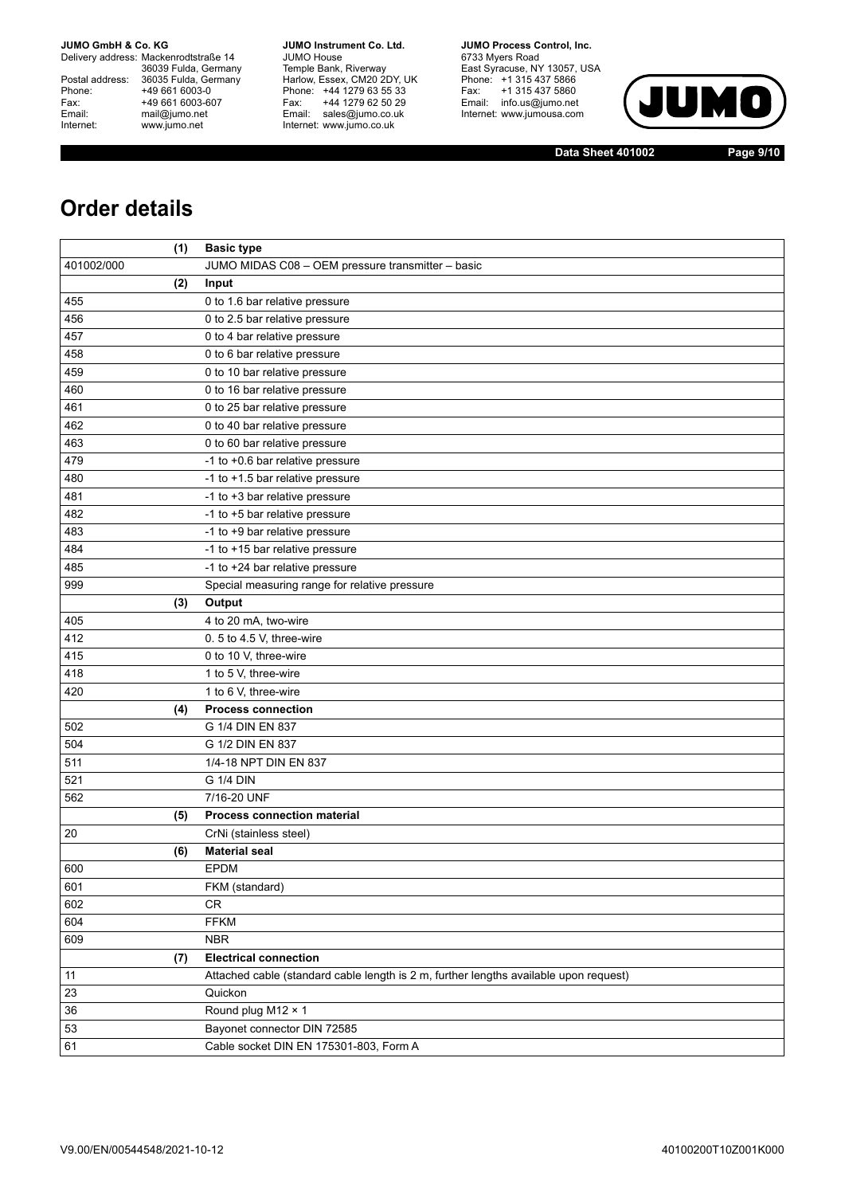# Order details

| | (1) | Basic type |
|---|---|---|
| 401002/000 | | JUMO MIDAS C08 – OEM pressure transmitter – basic |
| | (2) | **Input** |
| 455 | | 0 to 1.6 bar relative pressure |
| 456 | | 0 to 2.5 bar relative pressure |
| 457 | | 0 to 4 bar relative pressure |
| 458 | | 0 to 6 bar relative pressure |
| 459 | | 0 to 10 bar relative pressure |
| 460 | | 0 to 16 bar relative pressure |
| 461 | | 0 to 25 bar relative pressure |
| 462 | | 0 to 40 bar relative pressure |
| 463 | | 0 to 60 bar relative pressure |
| 479 | | -1 to +0.6 bar relative pressure |
| 480 | | -1 to +1.5 bar relative pressure |
| 481 | | -1 to +3 bar relative pressure |
| 482 | | -1 to +5 bar relative pressure |
| 483 | | -1 to +9 bar relative pressure |
| 484 | | -1 to +15 bar relative pressure |
| 485 | | -1 to +24 bar relative pressure |
| 999 | | Special measuring range for relative pressure |
| | (3) | **Output** |
| 405 | | 4 to 20 mA, two-wire |
| 412 | | 0. 5 to 4.5 V, three-wire |
| 415 | | 0 to 10 V, three-wire |
| 418 | | 1 to 5 V, three-wire |
| 420 | | 1 to 6 V, three-wire |
| | (4) | **Process connection** |
| 502 | | G 1/4 DIN EN 837 |
| 504 | | G 1/2 DIN EN 837 |
| 511 | | 1/4-18 NPT DIN EN 837 |
| 521 | | G 1/4 DIN |
| 562 | | 7/16-20 UNF |
| | (5) | **Process connection material** |
| 20 | | CrNi (stainless steel) |
| | (6) | **Material seal** |
| 600 | | EPDM |
| 601 | | FKM (standard) |
| 602 | | CR |
| 604 | | FFKM |
| 609 | | NBR |
| | (7) | **Electrical connection** |
| 11 | | Attached cable (standard cable length is 2 m, further lengths available upon request) |
| 23 | | Quickon |
| 36 | | Round plug M12 × 1 |
| 53 | | Bayonet connector DIN 72585 |
| 61 | | Cable socket DIN EN 175301-803, Form A |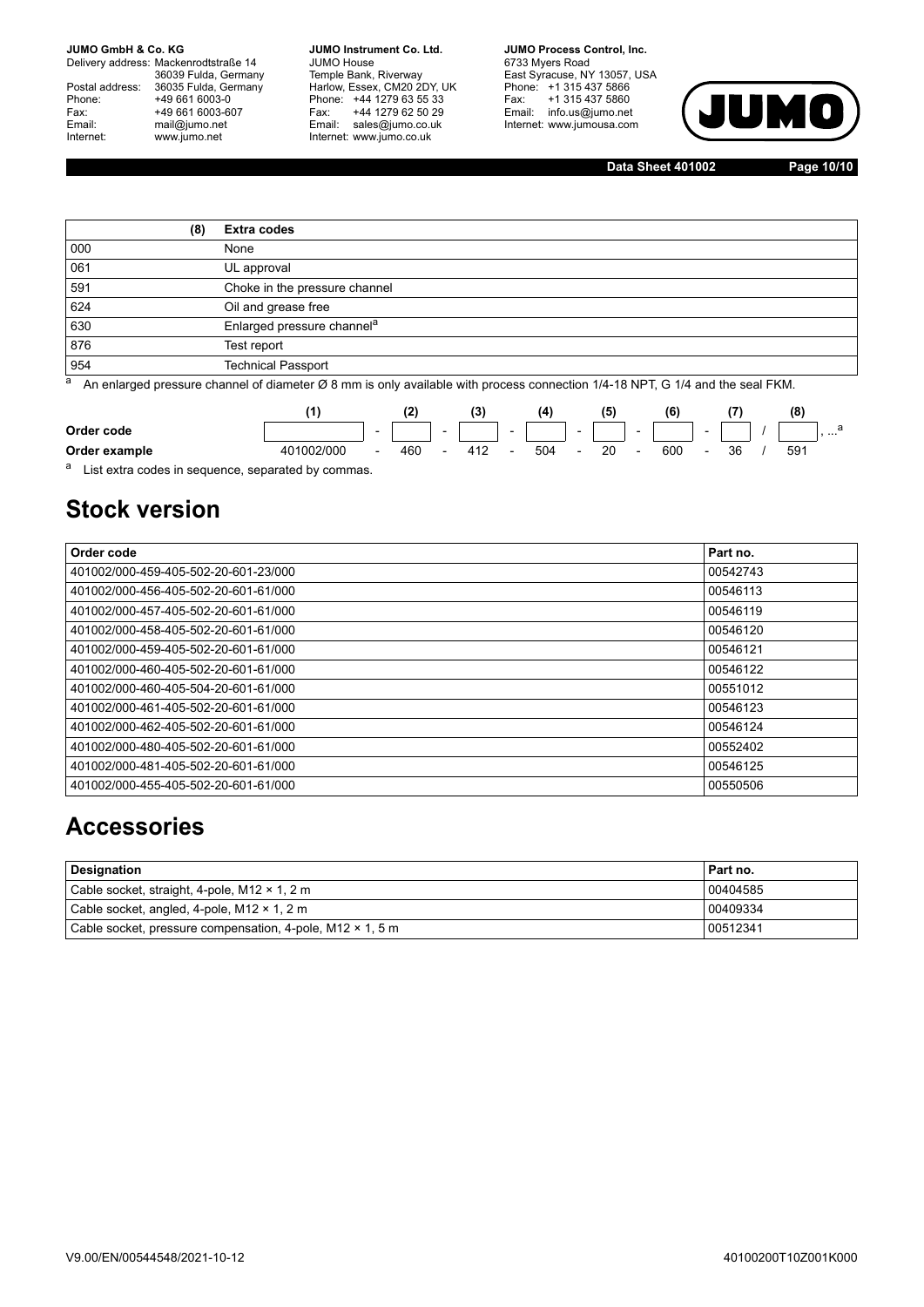| (8) | Extra codes |
|---|---|
| 000 | None |
| 061 | UL approval |
| 591 | Choke in the pressure channel |
| 624 | Oil and grease free |
| 630 | Enlarged pressure channel[a] |
| 876 | Test report |
| 954 | Technical Passport |

[a] An enlarged pressure channel of diameter Ø 8 mm is only available with process connection 1/4-18 NPT, G 1/4 and the seal FKM.

| | (1) | | (2) | | (3) | | (4) | | (5) | | (6) | | (7) | | (8) |
|---|---|---|---|---|---|---|---|---|---|---|---|---|---|---|---|
| **Order code** | | - | | - | | - | | - | | - | | - | | / | , ...[a] |
| **Order example** | 401002/000 | - | 460 | - | 412 | - | 504 | - | 20 | - | 600 | - | 36 | / | 591 |

[a] List extra codes in sequence, separated by commas.

# Stock version

| Order code | Part no. |
|---|---|
| 401002/000-459-405-502-20-601-23/000 | 00542743 |
| 401002/000-456-405-502-20-601-61/000 | 00546113 |
| 401002/000-457-405-502-20-601-61/000 | 00546119 |
| 401002/000-458-405-502-20-601-61/000 | 00546120 |
| 401002/000-459-405-502-20-601-61/000 | 00546121 |
| 401002/000-460-405-502-20-601-61/000 | 00546122 |
| 401002/000-460-405-504-20-601-61/000 | 00551012 |
| 401002/000-461-405-502-20-601-61/000 | 00546123 |
| 401002/000-462-405-502-20-601-61/000 | 00546124 |
| 401002/000-480-405-502-20-601-61/000 | 00552402 |
| 401002/000-481-405-502-20-601-61/000 | 00546125 |
| 401002/000-455-405-502-20-601-61/000 | 00550506 |

# Accessories

| Designation | Part no. |
|---|---|
| Cable socket, straight, 4-pole, M12 × 1, 2 m | 00404585 |
| Cable socket, angled, 4-pole, M12 × 1, 2 m | 00409334 |
| Cable socket, pressure compensation, 4-pole, M12 × 1, 5 m | 00512341 |